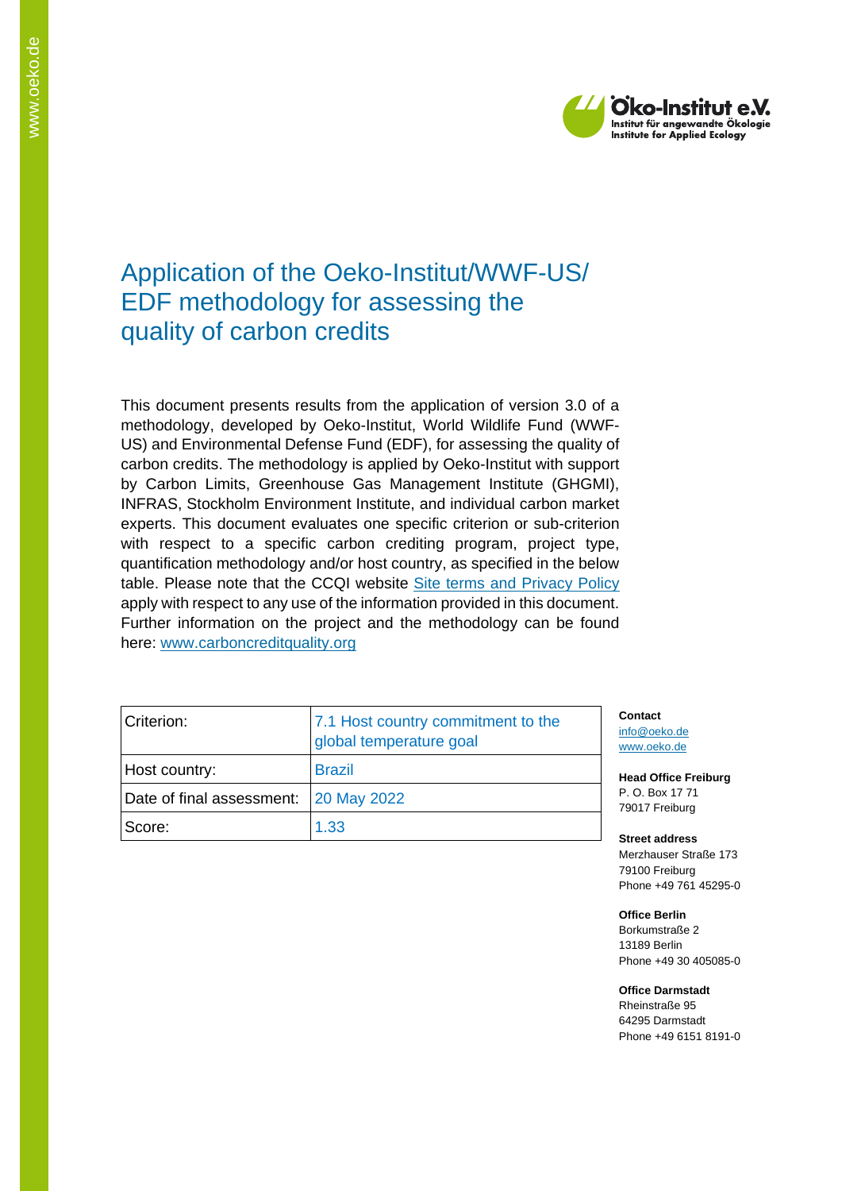# Application of the Oeko-Institut/WWF-US/ EDF methodology for assessing the quality of carbon credits

This document presents results from the application of version 3.0 of a methodology, developed by Oeko-Institut, World Wildlife Fund (WWF-US) and Environmental Defense Fund (EDF), for assessing the quality of carbon credits. The methodology is applied by Oeko-Institut with support by Carbon Limits, Greenhouse Gas Management Institute (GHGMI), INFRAS, Stockholm Environment Institute, and individual carbon market experts. This document evaluates one specific criterion or sub-criterion with respect to a specific carbon crediting program, project type, quantification methodology and/or host country, as specified in the below table. Please note that the CCQI website [Site terms and Privacy Policy](Site terms and Privacy Policy) apply with respect to any use of the information provided in this document. Further information on the project and the methodology can be found here: [www.carboncreditquality.org](http://www.carboncreditquality.org)

| Criterion: | 7.1 Host country commitment to the global temperature goal |
|---|---|
| Host country: | Brazil |
| Date of final assessment: | 20 May 2022 |
| Score: | 1.33 |

**Contact**
info@oeko.de
www.oeko.de

**Head Office Freiburg**
P. O. Box 17 71
79017 Freiburg

**Street address**
Merzhauser Straße 173
79100 Freiburg
Phone +49 761 45295-0

**Office Berlin**
Borkumstraße 2
13189 Berlin
Phone +49 30 405085-0

**Office Darmstadt**
Rheinstraße 95
64295 Darmstadt
Phone +49 6151 8191-0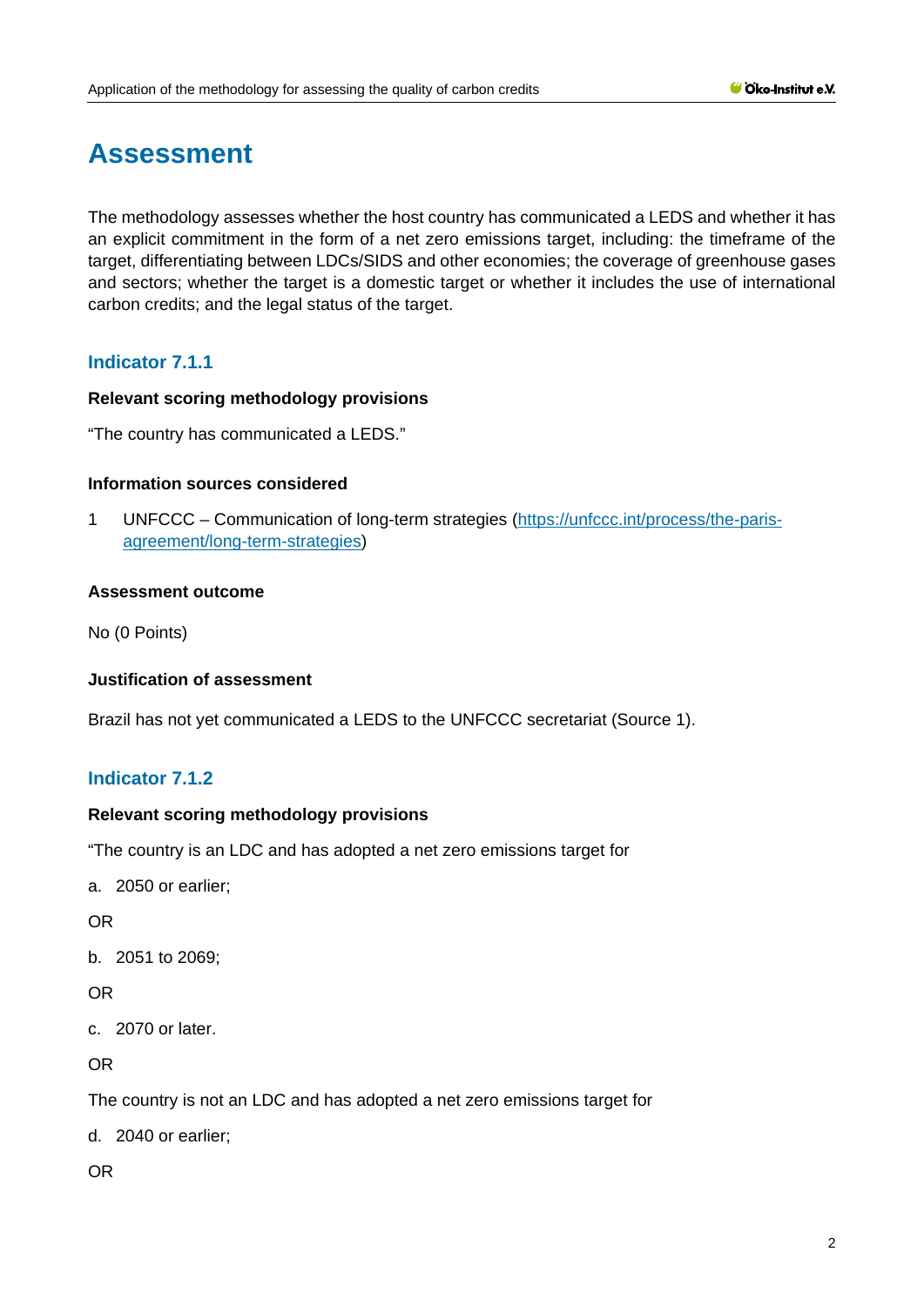# Assessment

The methodology assesses whether the host country has communicated a LEDS and whether it has an explicit commitment in the form of a net zero emissions target, including: the timeframe of the target, differentiating between LDCs/SIDS and other economies; the coverage of greenhouse gases and sectors; whether the target is a domestic target or whether it includes the use of international carbon credits; and the legal status of the target.

## Indicator 7.1.1

**Relevant scoring methodology provisions**

"The country has communicated a LEDS."

**Information sources considered**

1 UNFCCC – Communication of long-term strategies ([https://unfccc.int/process/the-paris-agreement/long-term-strategies](https://unfccc.int/process/the-paris-agreement/long-term-strategies))

**Assessment outcome**

No (0 Points)

**Justification of assessment**

Brazil has not yet communicated a LEDS to the UNFCCC secretariat (Source 1).

## Indicator 7.1.2

**Relevant scoring methodology provisions**

"The country is an LDC and has adopted a net zero emissions target for

a. 2050 or earlier;

OR

b. 2051 to 2069;

OR

c. 2070 or later.

OR

The country is not an LDC and has adopted a net zero emissions target for

d. 2040 or earlier;

OR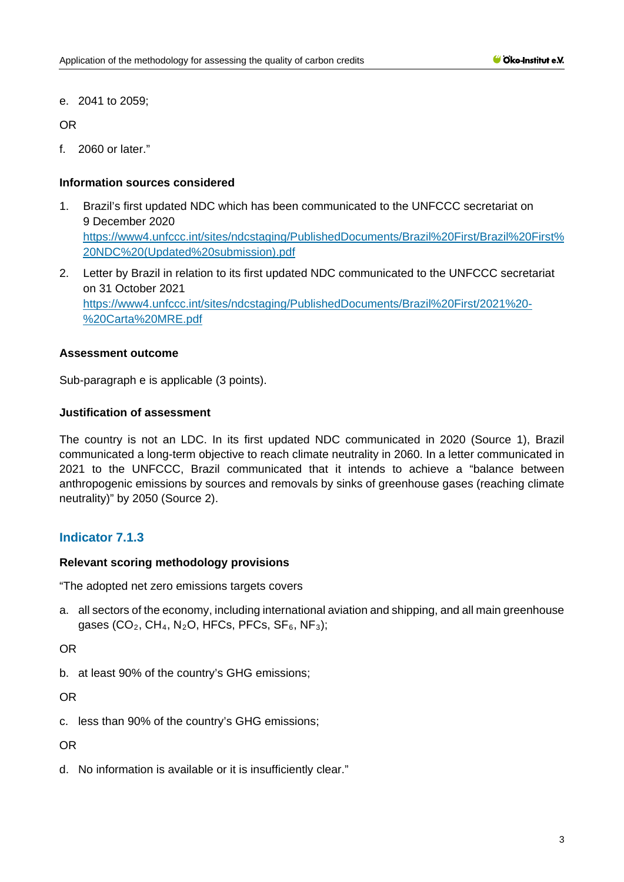e. 2041 to 2059;

OR

f. 2060 or later."

**Information sources considered**

1. Brazil's first updated NDC which has been communicated to the UNFCCC secretariat on 9 December 2020 [https://www4.unfccc.int/sites/ndcstaging/PublishedDocuments/Brazil%20First/Brazil%20First%20NDC%20(Updated%20submission).pdf](https://www4.unfccc.int/sites/ndcstaging/PublishedDocuments/Brazil%20First/Brazil%20First%20NDC%20(Updated%20submission).pdf)
2. Letter by Brazil in relation to its first updated NDC communicated to the UNFCCC secretariat on 31 October 2021 [https://www4.unfccc.int/sites/ndcstaging/PublishedDocuments/Brazil%20First/2021%20-%20Carta%20MRE.pdf](https://www4.unfccc.int/sites/ndcstaging/PublishedDocuments/Brazil%20First/2021%20-%20Carta%20MRE.pdf)

**Assessment outcome**

Sub-paragraph e is applicable (3 points).

**Justification of assessment**

The country is not an LDC. In its first updated NDC communicated in 2020 (Source 1), Brazil communicated a long-term objective to reach climate neutrality in 2060. In a letter communicated in 2021 to the UNFCCC, Brazil communicated that it intends to achieve a "balance between anthropogenic emissions by sources and removals by sinks of greenhouse gases (reaching climate neutrality)" by 2050 (Source 2).

## Indicator 7.1.3

**Relevant scoring methodology provisions**

"The adopted net zero emissions targets covers

a. all sectors of the economy, including international aviation and shipping, and all main greenhouse gases ($CO_2$, $CH_4$, $N_2O$, HFCs, PFCs, $SF_6$, $NF_3$);

OR

b. at least 90% of the country's GHG emissions;

OR

c. less than 90% of the country's GHG emissions;

OR

d. No information is available or it is insufficiently clear."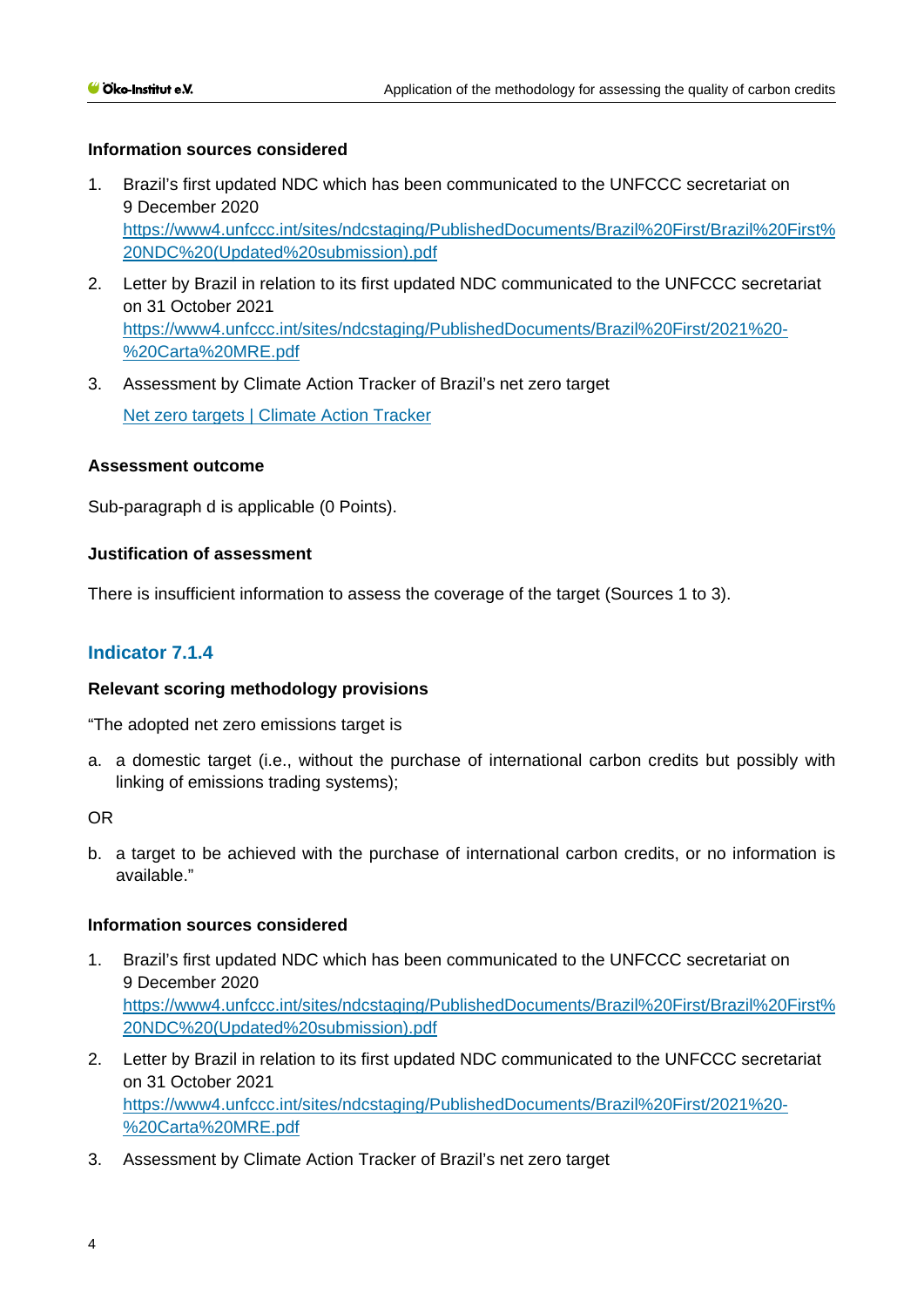#### Information sources considered

1. Brazil's first updated NDC which has been communicated to the UNFCCC secretariat on 9 December 2020
   [https://www4.unfccc.int/sites/ndcstaging/PublishedDocuments/Brazil%20First/Brazil%20First%20NDC%20(Updated%20submission).pdf](https://www4.unfccc.int/sites/ndcstaging/PublishedDocuments/Brazil%20First/Brazil%20First%20NDC%20(Updated%20submission).pdf)
2. Letter by Brazil in relation to its first updated NDC communicated to the UNFCCC secretariat on 31 October 2021
   [https://www4.unfccc.int/sites/ndcstaging/PublishedDocuments/Brazil%20First/2021%20-%20Carta%20MRE.pdf](https://www4.unfccc.int/sites/ndcstaging/PublishedDocuments/Brazil%20First/2021%20-%20Carta%20MRE.pdf)
3. Assessment by Climate Action Tracker of Brazil's net zero target
   Net zero targets | Climate Action Tracker

#### Assessment outcome

Sub-paragraph d is applicable (0 Points).

#### Justification of assessment

There is insufficient information to assess the coverage of the target (Sources 1 to 3).

### Indicator 7.1.4

#### Relevant scoring methodology provisions

"The adopted net zero emissions target is

a. a domestic target (i.e., without the purchase of international carbon credits but possibly with linking of emissions trading systems);

OR

b. a target to be achieved with the purchase of international carbon credits, or no information is available."

#### Information sources considered

1. Brazil's first updated NDC which has been communicated to the UNFCCC secretariat on 9 December 2020
   [https://www4.unfccc.int/sites/ndcstaging/PublishedDocuments/Brazil%20First/Brazil%20First%20NDC%20(Updated%20submission).pdf](https://www4.unfccc.int/sites/ndcstaging/PublishedDocuments/Brazil%20First/Brazil%20First%20NDC%20(Updated%20submission).pdf)
2. Letter by Brazil in relation to its first updated NDC communicated to the UNFCCC secretariat on 31 October 2021
   [https://www4.unfccc.int/sites/ndcstaging/PublishedDocuments/Brazil%20First/2021%20-%20Carta%20MRE.pdf](https://www4.unfccc.int/sites/ndcstaging/PublishedDocuments/Brazil%20First/2021%20-%20Carta%20MRE.pdf)
3. Assessment by Climate Action Tracker of Brazil's net zero target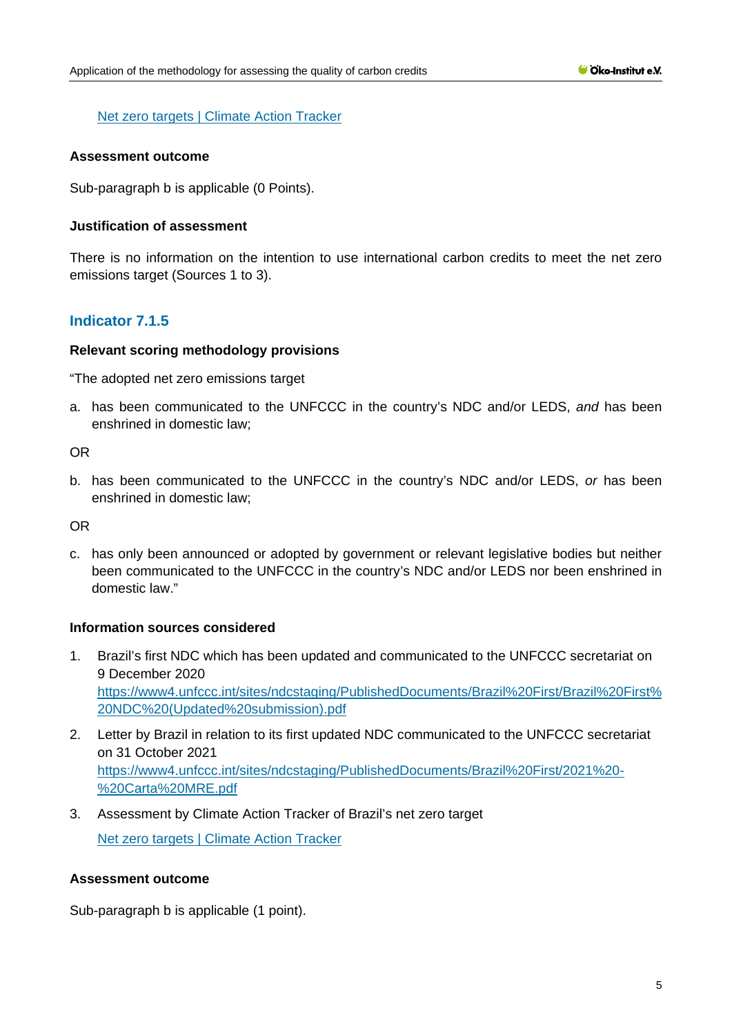[Net zero targets | Climate Action Tracker](Net zero targets | Climate Action Tracker)

**Assessment outcome**

Sub-paragraph b is applicable (0 Points).

**Justification of assessment**

There is no information on the intention to use international carbon credits to meet the net zero emissions target (Sources 1 to 3).

## Indicator 7.1.5

**Relevant scoring methodology provisions**

"The adopted net zero emissions target

a. has been communicated to the UNFCCC in the country's NDC and/or LEDS, *and* has been enshrined in domestic law;

OR

b. has been communicated to the UNFCCC in the country's NDC and/or LEDS, *or* has been enshrined in domestic law;

OR

c. has only been announced or adopted by government or relevant legislative bodies but neither been communicated to the UNFCCC in the country's NDC and/or LEDS nor been enshrined in domestic law."

**Information sources considered**

1. Brazil's first NDC which has been updated and communicated to the UNFCCC secretariat on 9 December 2020
   https://www4.unfccc.int/sites/ndcstaging/PublishedDocuments/Brazil%20First/Brazil%20First%20NDC%20(Updated%20submission).pdf
2. Letter by Brazil in relation to its first updated NDC communicated to the UNFCCC secretariat on 31 October 2021
   https://www4.unfccc.int/sites/ndcstaging/PublishedDocuments/Brazil%20First/2021%20-%20Carta%20MRE.pdf
3. Assessment by Climate Action Tracker of Brazil's net zero target

   Net zero targets | Climate Action Tracker

**Assessment outcome**

Sub-paragraph b is applicable (1 point).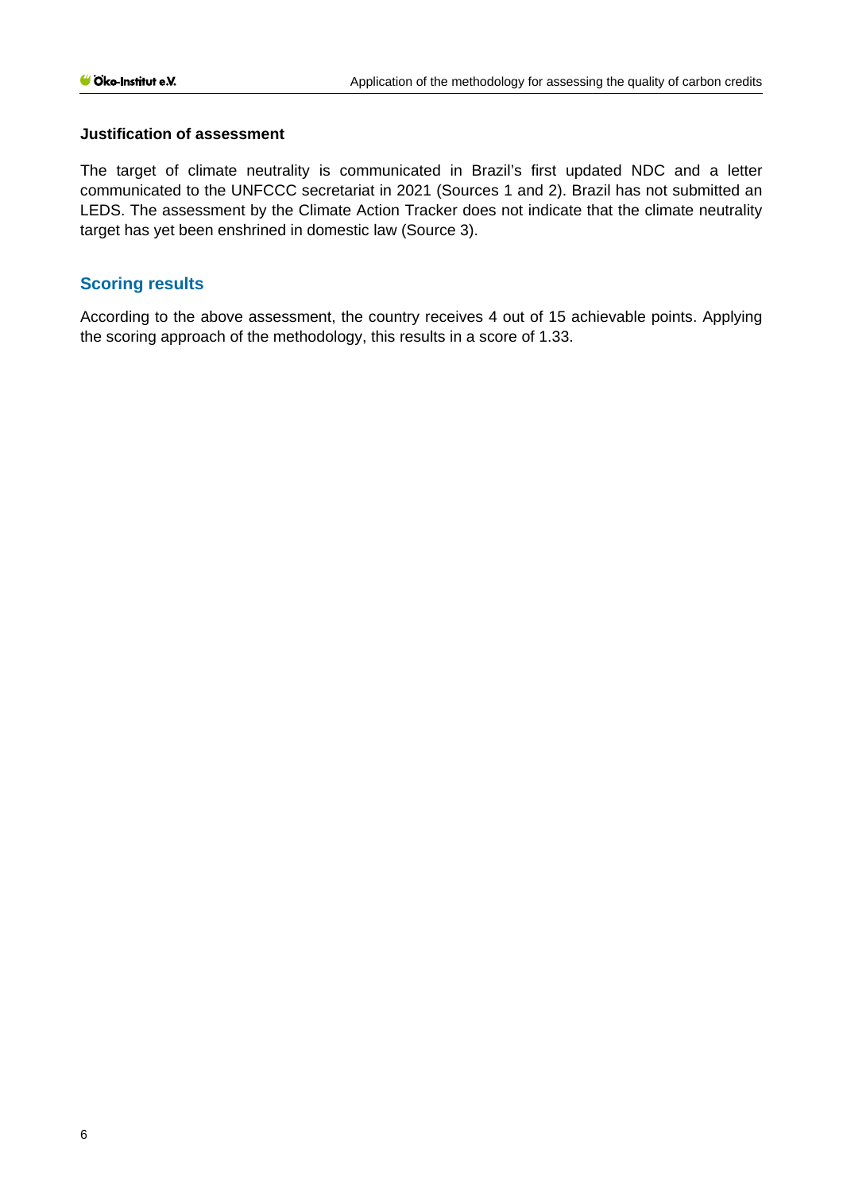**Justification of assessment**

The target of climate neutrality is communicated in Brazil's first updated NDC and a letter communicated to the UNFCCC secretariat in 2021 (Sources 1 and 2). Brazil has not submitted an LEDS. The assessment by the Climate Action Tracker does not indicate that the climate neutrality target has yet been enshrined in domestic law (Source 3).

## Scoring results

According to the above assessment, the country receives 4 out of 15 achievable points. Applying the scoring approach of the methodology, this results in a score of 1.33.